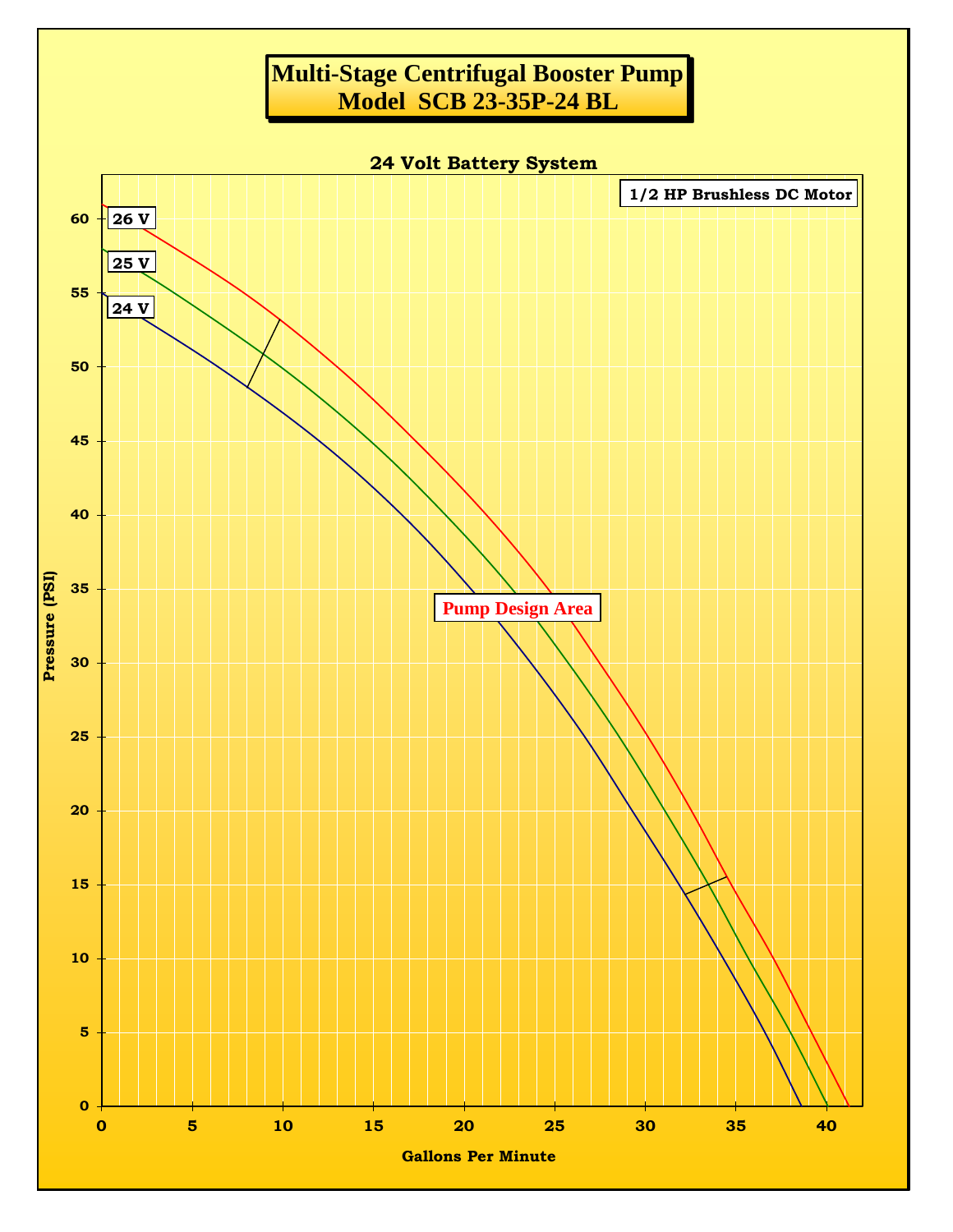# Multi-Stage Centrifugal Booster Pump
# Model SCB 23-35P-24 BL

## 24 Volt Battery System

1/2 HP Brushless DC Motor

26 V

25 V

24 V

Pump Design Area

Pressure (PSI)

Gallons Per Minute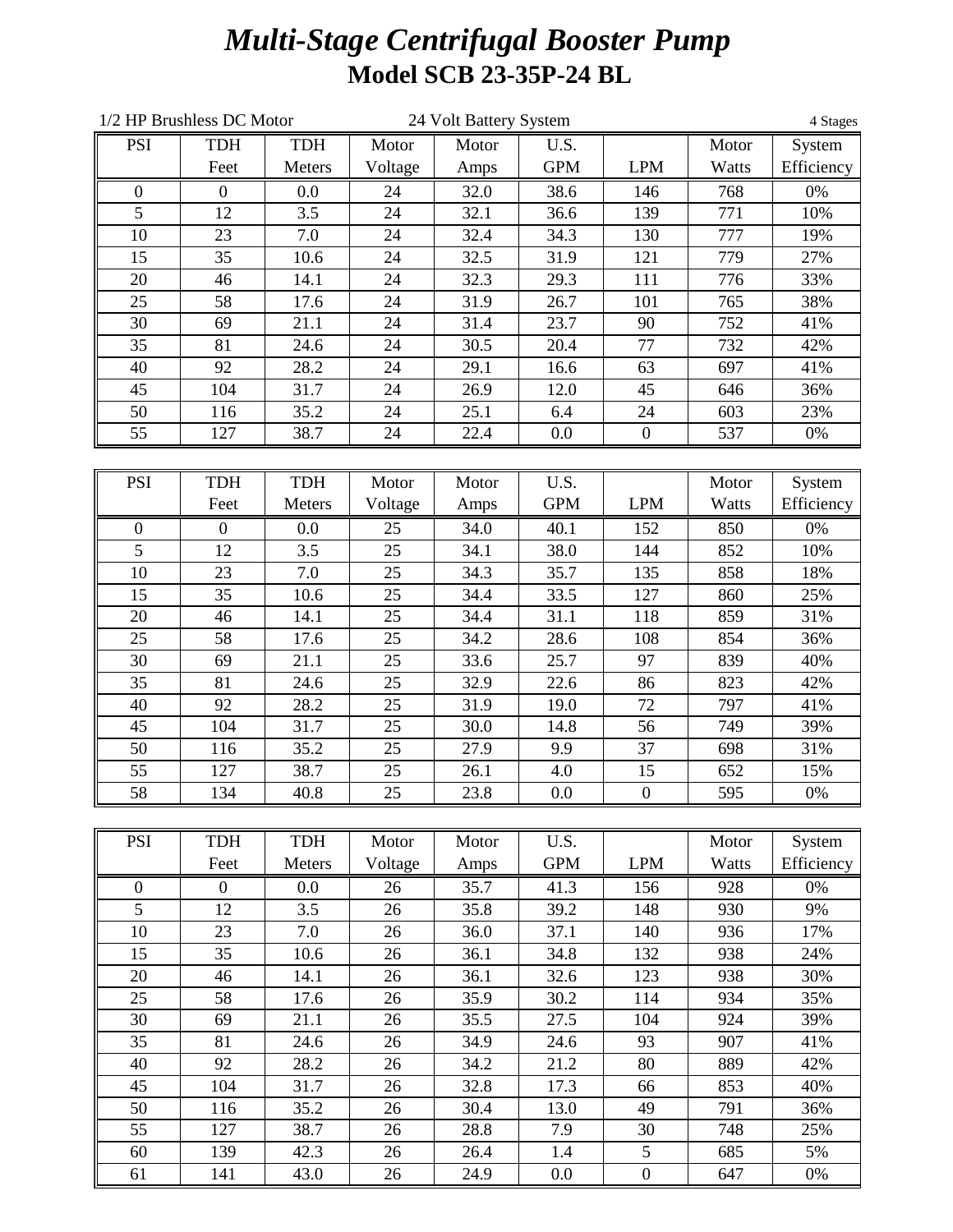# Multi-Stage Centrifugal Booster Pump

## Model SCB 23-35P-24 BL

1/2 HP Brushless DC Motor — 24 Volt Battery System — 4 Stages

| PSI | TDH Feet | TDH Meters | Motor Voltage | Motor Amps | U.S. GPM | LPM | Motor Watts | System Efficiency |
|---|---|---|---|---|---|---|---|---|
| 0 | 0 | 0.0 | 24 | 32.0 | 38.6 | 146 | 768 | 0% |
| 5 | 12 | 3.5 | 24 | 32.1 | 36.6 | 139 | 771 | 10% |
| 10 | 23 | 7.0 | 24 | 32.4 | 34.3 | 130 | 777 | 19% |
| 15 | 35 | 10.6 | 24 | 32.5 | 31.9 | 121 | 779 | 27% |
| 20 | 46 | 14.1 | 24 | 32.3 | 29.3 | 111 | 776 | 33% |
| 25 | 58 | 17.6 | 24 | 31.9 | 26.7 | 101 | 765 | 38% |
| 30 | 69 | 21.1 | 24 | 31.4 | 23.7 | 90 | 752 | 41% |
| 35 | 81 | 24.6 | 24 | 30.5 | 20.4 | 77 | 732 | 42% |
| 40 | 92 | 28.2 | 24 | 29.1 | 16.6 | 63 | 697 | 41% |
| 45 | 104 | 31.7 | 24 | 26.9 | 12.0 | 45 | 646 | 36% |
| 50 | 116 | 35.2 | 24 | 25.1 | 6.4 | 24 | 603 | 23% |
| 55 | 127 | 38.7 | 24 | 22.4 | 0.0 | 0 | 537 | 0% |

| PSI | TDH Feet | TDH Meters | Motor Voltage | Motor Amps | U.S. GPM | LPM | Motor Watts | System Efficiency |
|---|---|---|---|---|---|---|---|---|
| 0 | 0 | 0.0 | 25 | 34.0 | 40.1 | 152 | 850 | 0% |
| 5 | 12 | 3.5 | 25 | 34.1 | 38.0 | 144 | 852 | 10% |
| 10 | 23 | 7.0 | 25 | 34.3 | 35.7 | 135 | 858 | 18% |
| 15 | 35 | 10.6 | 25 | 34.4 | 33.5 | 127 | 860 | 25% |
| 20 | 46 | 14.1 | 25 | 34.4 | 31.1 | 118 | 859 | 31% |
| 25 | 58 | 17.6 | 25 | 34.2 | 28.6 | 108 | 854 | 36% |
| 30 | 69 | 21.1 | 25 | 33.6 | 25.7 | 97 | 839 | 40% |
| 35 | 81 | 24.6 | 25 | 32.9 | 22.6 | 86 | 823 | 42% |
| 40 | 92 | 28.2 | 25 | 31.9 | 19.0 | 72 | 797 | 41% |
| 45 | 104 | 31.7 | 25 | 30.0 | 14.8 | 56 | 749 | 39% |
| 50 | 116 | 35.2 | 25 | 27.9 | 9.9 | 37 | 698 | 31% |
| 55 | 127 | 38.7 | 25 | 26.1 | 4.0 | 15 | 652 | 15% |
| 58 | 134 | 40.8 | 25 | 23.8 | 0.0 | 0 | 595 | 0% |

| PSI | TDH Feet | TDH Meters | Motor Voltage | Motor Amps | U.S. GPM | LPM | Motor Watts | System Efficiency |
|---|---|---|---|---|---|---|---|---|
| 0 | 0 | 0.0 | 26 | 35.7 | 41.3 | 156 | 928 | 0% |
| 5 | 12 | 3.5 | 26 | 35.8 | 39.2 | 148 | 930 | 9% |
| 10 | 23 | 7.0 | 26 | 36.0 | 37.1 | 140 | 936 | 17% |
| 15 | 35 | 10.6 | 26 | 36.1 | 34.8 | 132 | 938 | 24% |
| 20 | 46 | 14.1 | 26 | 36.1 | 32.6 | 123 | 938 | 30% |
| 25 | 58 | 17.6 | 26 | 35.9 | 30.2 | 114 | 934 | 35% |
| 30 | 69 | 21.1 | 26 | 35.5 | 27.5 | 104 | 924 | 39% |
| 35 | 81 | 24.6 | 26 | 34.9 | 24.6 | 93 | 907 | 41% |
| 40 | 92 | 28.2 | 26 | 34.2 | 21.2 | 80 | 889 | 42% |
| 45 | 104 | 31.7 | 26 | 32.8 | 17.3 | 66 | 853 | 40% |
| 50 | 116 | 35.2 | 26 | 30.4 | 13.0 | 49 | 791 | 36% |
| 55 | 127 | 38.7 | 26 | 28.8 | 7.9 | 30 | 748 | 25% |
| 60 | 139 | 42.3 | 26 | 26.4 | 1.4 | 5 | 685 | 5% |
| 61 | 141 | 43.0 | 26 | 24.9 | 0.0 | 0 | 647 | 0% |